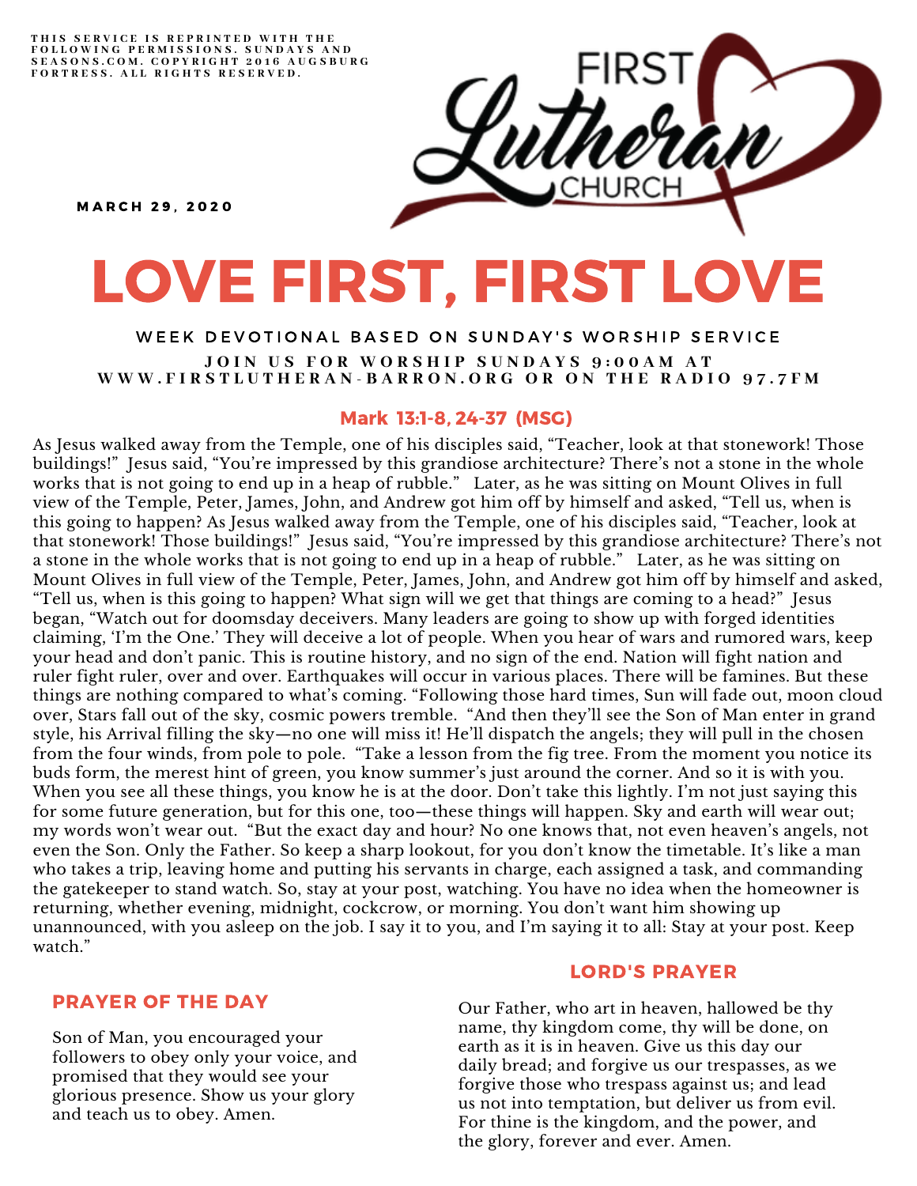THIS SERVICE IS REPRINTED WITH THE FOLLOWING PERMISSIONS. SUNDAYS AND SEASONS.COM. COPYRIGHT 2016 AUGSBURG FORTRESS. ALL RIGHTS RESERVED.

FIRST Lutheran CHURCH

MARCH 29, 2020

# LOVE FIRST, FIRST LOVE

WEEK DEVOTIONAL BASED ON SUNDAY'S WORSHIP SERVICE

**JOIN US FOR WORSHIP SUNDAYS 9:00AM AT WWW.FIRSTLUTHERAN-BARRON.ORG OR ON THE RADIO 97.7FM**

## Mark 13:1-8, 24-37 (MSG)

As Jesus walked away from the Temple, one of his disciples said, "Teacher, look at that stonework! Those buildings!" Jesus said, "You're impressed by this grandiose architecture? There's not a stone in the whole works that is not going to end up in a heap of rubble." Later, as he was sitting on Mount Olives in full view of the Temple, Peter, James, John, and Andrew got him off by himself and asked, "Tell us, when is this going to happen? As Jesus walked away from the Temple, one of his disciples said, "Teacher, look at that stonework! Those buildings!" Jesus said, "You're impressed by this grandiose architecture? There's not a stone in the whole works that is not going to end up in a heap of rubble." Later, as he was sitting on Mount Olives in full view of the Temple, Peter, James, John, and Andrew got him off by himself and asked, "Tell us, when is this going to happen? What sign will we get that things are coming to a head?" Jesus began, "Watch out for doomsday deceivers. Many leaders are going to show up with forged identities claiming, 'I'm the One.' They will deceive a lot of people. When you hear of wars and rumored wars, keep your head and don't panic. This is routine history, and no sign of the end. Nation will fight nation and ruler fight ruler, over and over. Earthquakes will occur in various places. There will be famines. But these things are nothing compared to what's coming. "Following those hard times, Sun will fade out, moon cloud over, Stars fall out of the sky, cosmic powers tremble. "And then they'll see the Son of Man enter in grand style, his Arrival filling the sky—no one will miss it! He'll dispatch the angels; they will pull in the chosen from the four winds, from pole to pole. "Take a lesson from the fig tree. From the moment you notice its buds form, the merest hint of green, you know summer's just around the corner. And so it is with you. When you see all these things, you know he is at the door. Don't take this lightly. I'm not just saying this for some future generation, but for this one, too—these things will happen. Sky and earth will wear out; my words won't wear out. "But the exact day and hour? No one knows that, not even heaven's angels, not even the Son. Only the Father. So keep a sharp lookout, for you don't know the timetable. It's like a man who takes a trip, leaving home and putting his servants in charge, each assigned a task, and commanding the gatekeeper to stand watch. So, stay at your post, watching. You have no idea when the homeowner is returning, whether evening, midnight, cockcrow, or morning. You don't want him showing up unannounced, with you asleep on the job. I say it to you, and I'm saying it to all: Stay at your post. Keep watch."

## PRAYER OF THE DAY

Son of Man, you encouraged your followers to obey only your voice, and promised that they would see your glorious presence. Show us your glory and teach us to obey. Amen.

## LORD'S PRAYER

Our Father, who art in heaven, hallowed be thy name, thy kingdom come, thy will be done, on earth as it is in heaven. Give us this day our daily bread; and forgive us our trespasses, as we forgive those who trespass against us; and lead us not into temptation, but deliver us from evil. For thine is the kingdom, and the power, and the glory, forever and ever. Amen.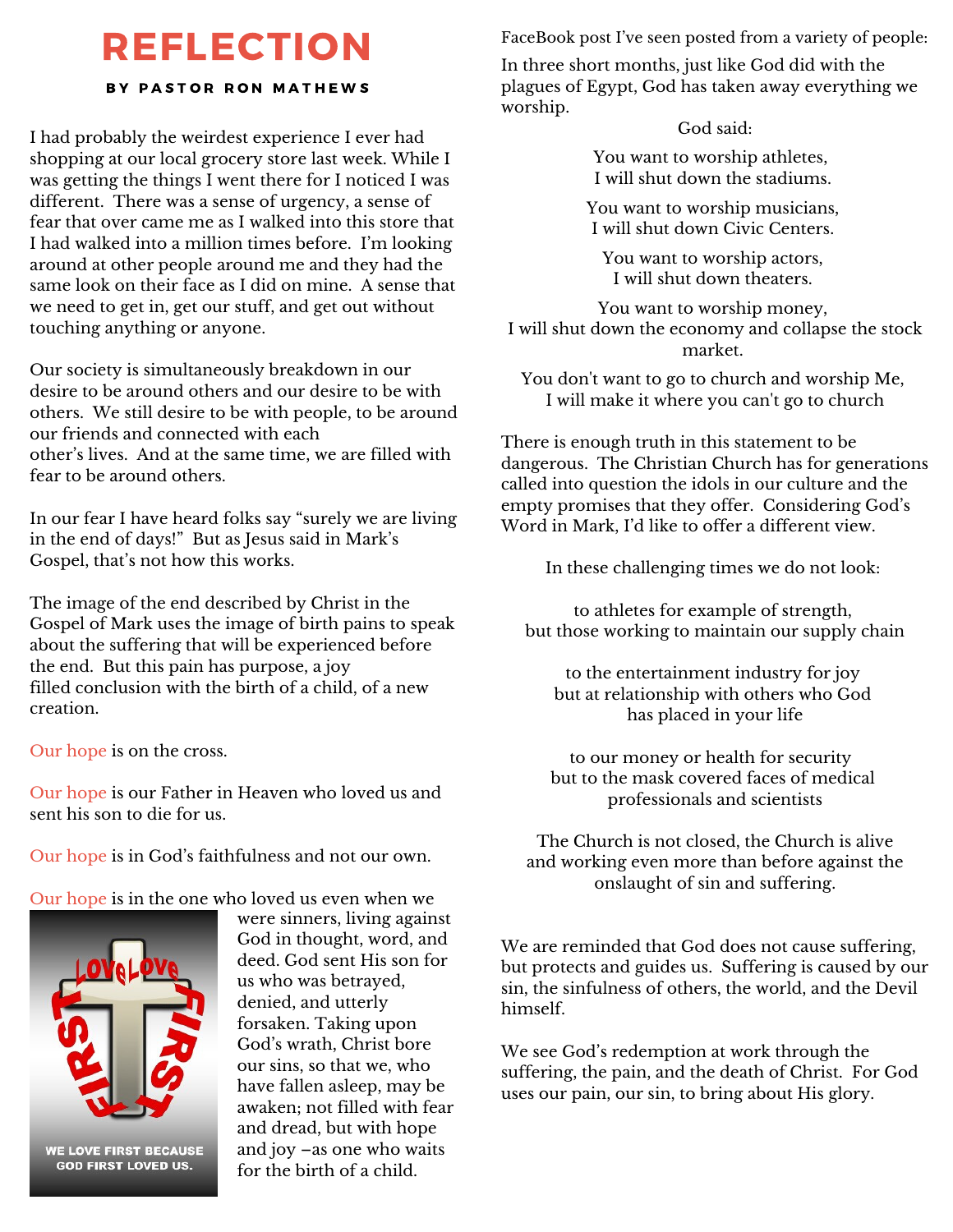# REFLECTION

**BY PASTOR RON MATHEWS**

I had probably the weirdest experience I ever had shopping at our local grocery store last week. While I was getting the things I went there for I noticed I was different. There was a sense of urgency, a sense of fear that over came me as I walked into this store that I had walked into a million times before. I'm looking around at other people around me and they had the same look on their face as I did on mine. A sense that we need to get in, get our stuff, and get out without touching anything or anyone.

Our society is simultaneously breakdown in our desire to be around others and our desire to be with others. We still desire to be with people, to be around our friends and connected with each other's lives. And at the same time, we are filled with fear to be around others.

In our fear I have heard folks say "surely we are living in the end of days!" But as Jesus said in Mark's Gospel, that's not how this works.

The image of the end described by Christ in the Gospel of Mark uses the image of birth pains to speak about the suffering that will be experienced before the end. But this pain has purpose, a joy filled conclusion with the birth of a child, of a new creation.

Our hope is on the cross.

Our hope is our Father in Heaven who loved us and sent his son to die for us.

Our hope is in God's faithfulness and not our own.

Our hope is in the one who loved us even when we were sinners, living against God in thought, word, and deed. God sent His son for us who was betrayed, denied, and utterly forsaken. Taking upon God's wrath, Christ bore our sins, so that we, who have fallen asleep, may be awakened; not filled with fear and dread, but with hope and joy –as one who waits for the birth of a child.

LOVE LOVE FIRST FIRST

WE LOVE FIRST BECAUSE GOD FIRST LOVED US.

FaceBook post I've seen posted from a variety of people:

In three short months, just like God did with the plagues of Egypt, God has taken away everything we worship.

God said:

You want to worship athletes,
I will shut down the stadiums.

You want to worship musicians,
I will shut down Civic Centers.

You want to worship actors,
I will shut down theaters.

You want to worship money,
I will shut down the economy and collapse the stock market.

You don't want to go to church and worship Me,
I will make it where you can't go to church

There is enough truth in this statement to be dangerous. The Christian Church has for generations called into question the idols in our culture and the empty promises that they offer. Considering God's Word in Mark, I'd like to offer a different view.

In these challenging times we do not look:

to athletes for example of strength,
but those working to maintain our supply chain

to the entertainment industry for joy
but at relationship with others who God has placed in your life

to our money or health for security
but to the mask covered faces of medical professionals and scientists

The Church is not closed, the Church is alive and working even more than before against the onslaught of sin and suffering.

We are reminded that God does not cause suffering, but protects and guides us. Suffering is caused by our sin, the sinfulness of others, the world, and the Devil himself.

We see God's redemption at work through the suffering, the pain, and the death of Christ. For God uses our pain, our sin, to bring about His glory.